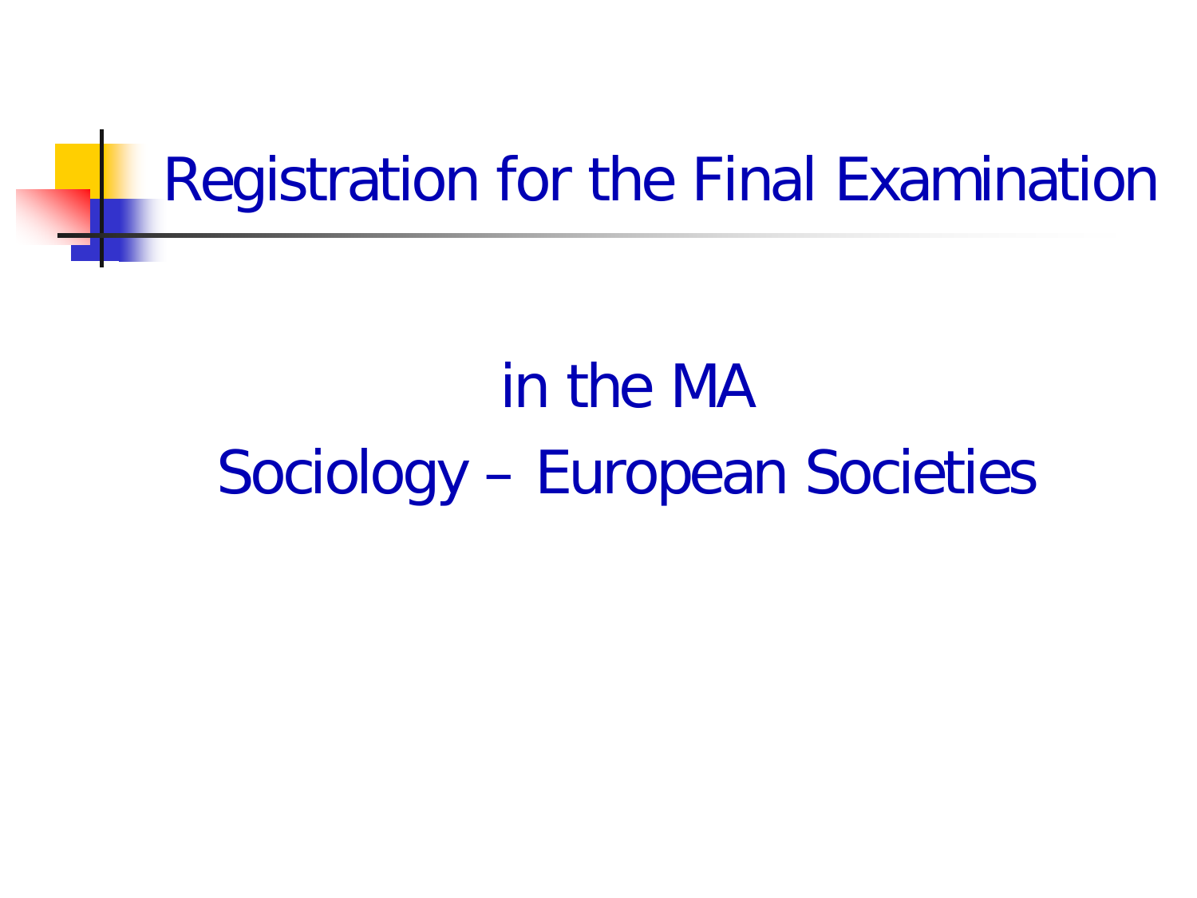# Registration for the Final Examination

in the MA

Sociology – European Societies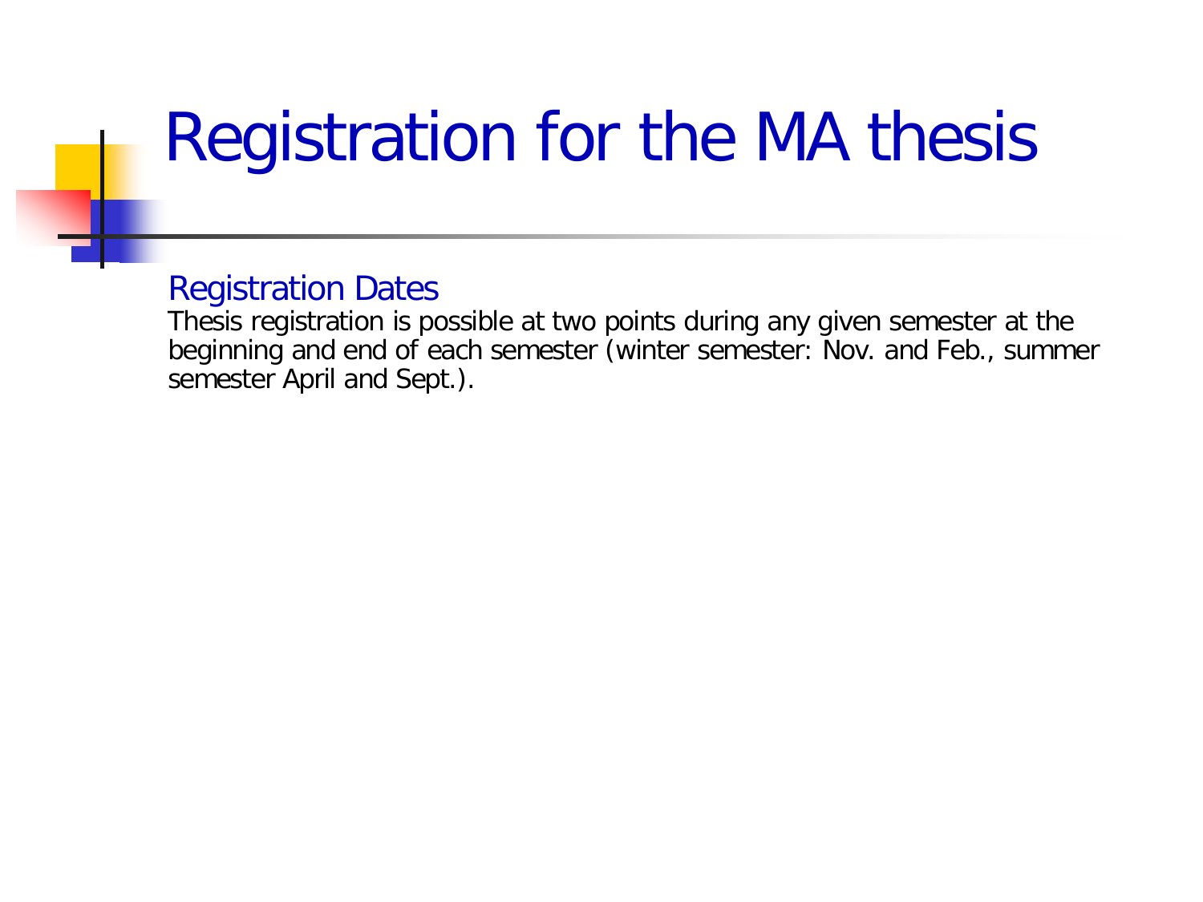# Registration for the MA thesis

## Registration Dates

Thesis registration is possible at two points during any given semester at the beginning and end of each semester (winter semester: Nov. and Feb., summer semester April and Sept.).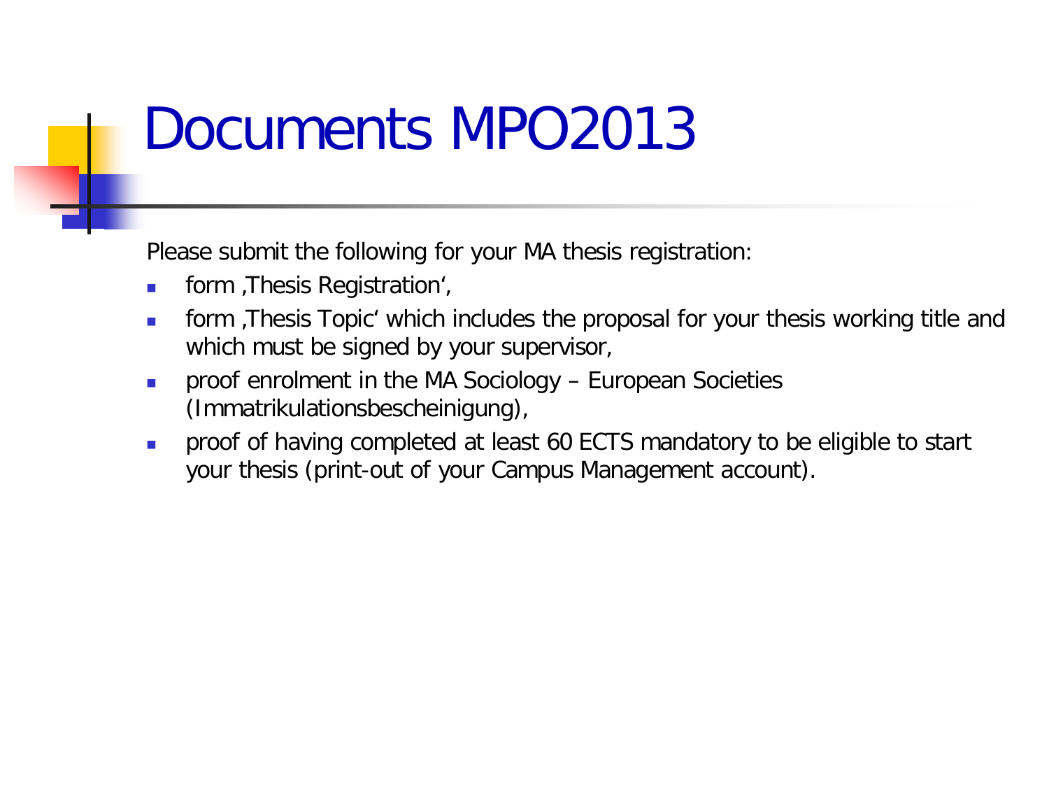# Documents MPO2013

Please submit the following for your MA thesis registration:

- form ‚Thesis Registration',
- form ‚Thesis Topic' which includes the proposal for your thesis working title and which must be signed by your supervisor,
- proof enrolment in the MA Sociology – European Societies (Immatrikulationsbescheinigung),
- proof of having completed at least 60 ECTS mandatory to be eligible to start your thesis (print-out of your Campus Management account).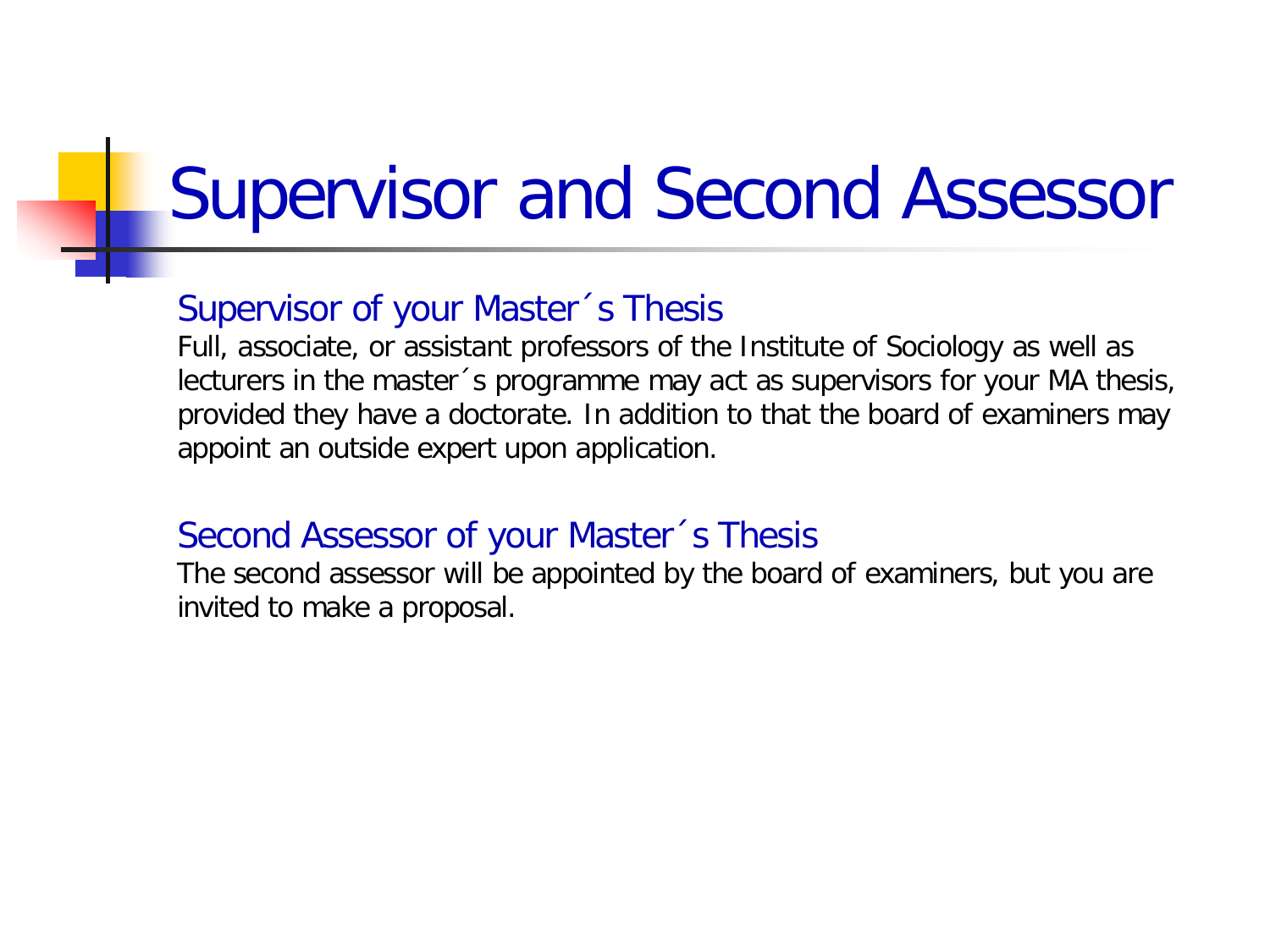# Supervisor and Second Assessor

## Supervisor of your Master´s Thesis

Full, associate, or assistant professors of the Institute of Sociology as well as lecturers in the master´s programme may act as supervisors for your MA thesis, provided they have a doctorate. In addition to that the board of examiners may appoint an outside expert upon application.

## Second Assessor of your Master´s Thesis

The second assessor will be appointed by the board of examiners, but you are invited to make a proposal.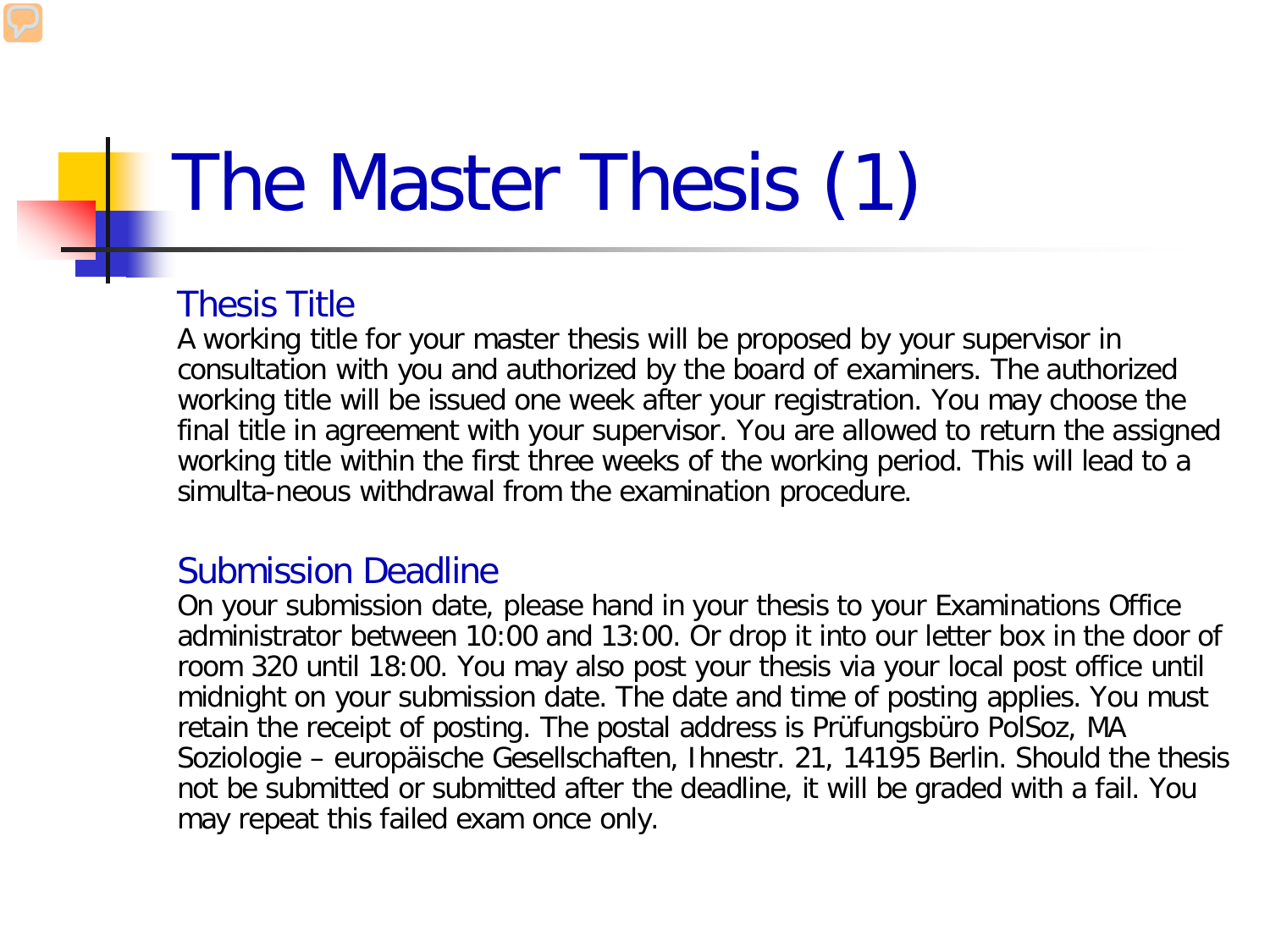# The Master Thesis (1)

## Thesis Title

A working title for your master thesis will be proposed by your supervisor in consultation with you and authorized by the board of examiners. The authorized working title will be issued one week after your registration. You may choose the final title in agreement with your supervisor. You are allowed to return the assigned working title within the first three weeks of the working period. This will lead to a simulta-neous withdrawal from the examination procedure.

## Submission Deadline

On your submission date, please hand in your thesis to your Examinations Office administrator between 10:00 and 13:00. Or drop it into our letter box in the door of room 320 until 18:00. You may also post your thesis via your local post office until midnight on your submission date. The date and time of posting applies. You must retain the receipt of posting. The postal address is Prüfungsbüro PolSoz, MA Soziologie – europäische Gesellschaften, Ihnestr. 21, 14195 Berlin. Should the thesis not be submitted or submitted after the deadline, it will be graded with a fail. You may repeat this failed exam once only.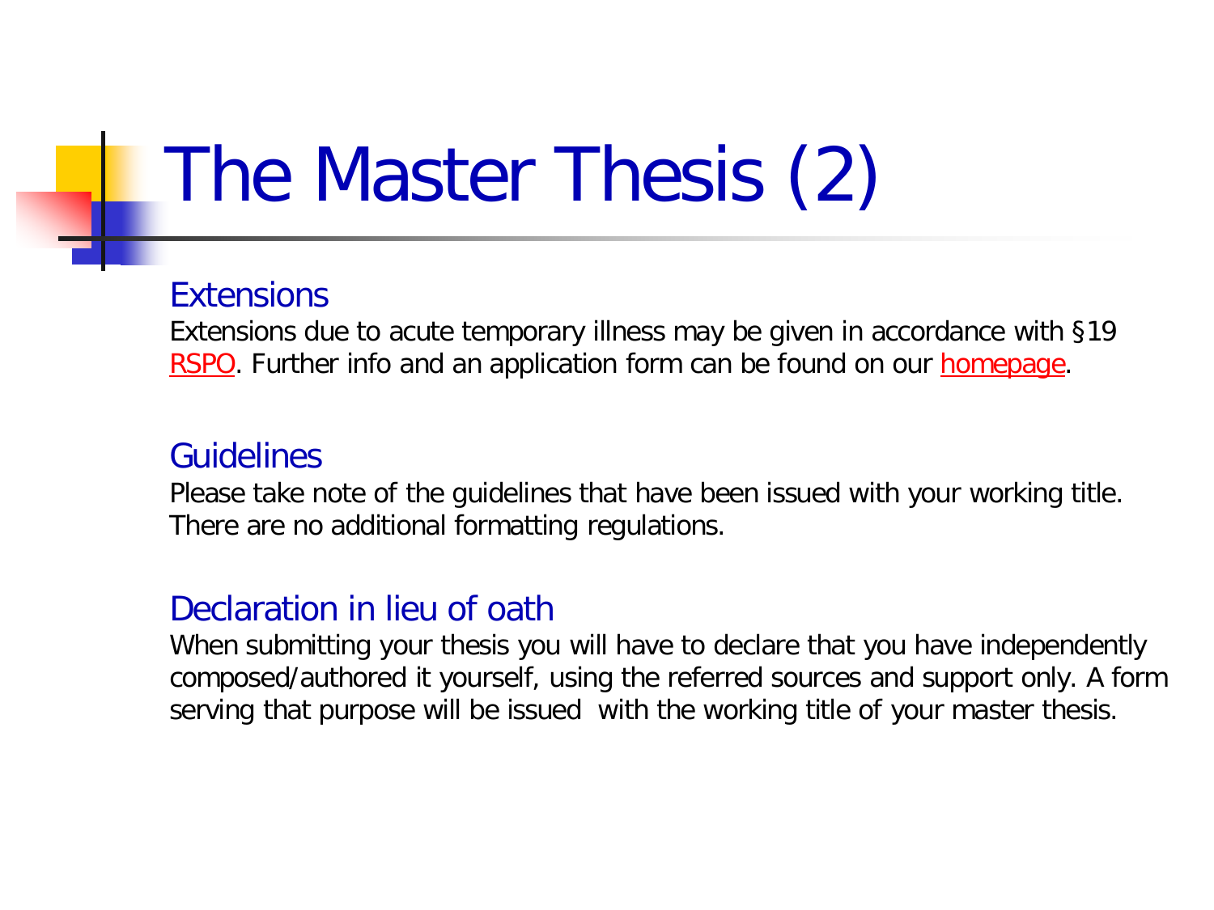# The Master Thesis (2)

## Extensions

Extensions due to acute temporary illness may be given in accordance with §19 RSPO. Further info and an application form can be found on our homepage.

## Guidelines

Please take note of the guidelines that have been issued with your working title. There are no additional formatting regulations.

## Declaration in lieu of oath

When submitting your thesis you will have to declare that you have independently composed/authored it yourself, using the referred sources and support only. A form serving that purpose will be issued with the working title of your master thesis.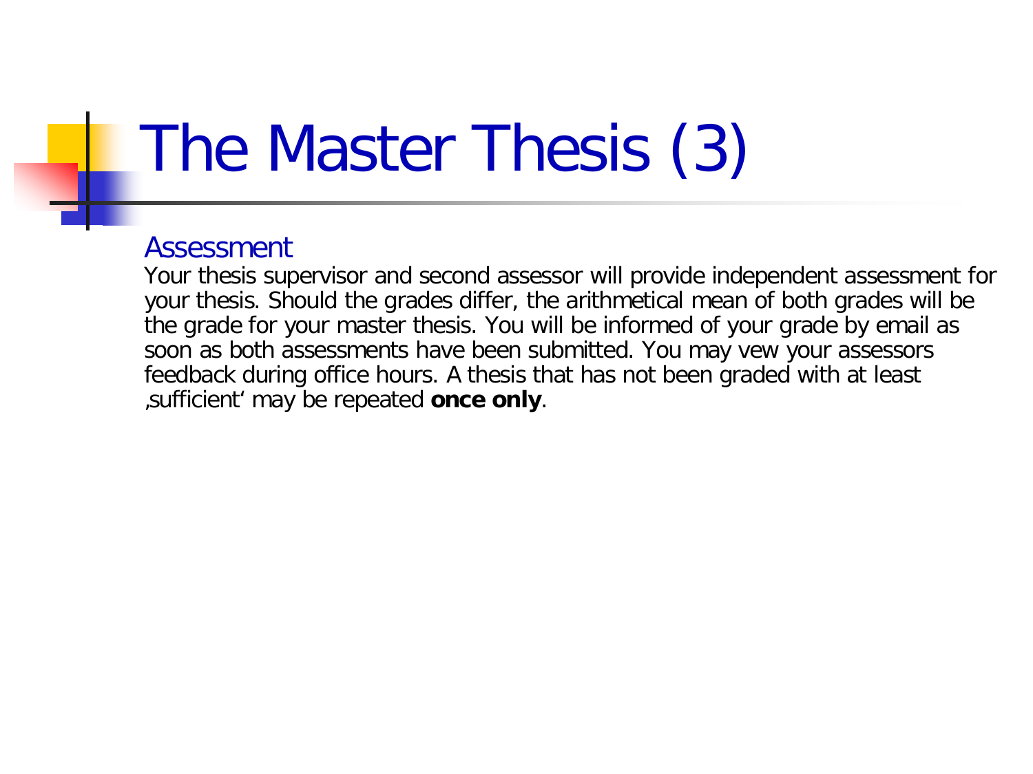# The Master Thesis (3)

## Assessment

Your thesis supervisor and second assessor will provide independent assessment for your thesis. Should the grades differ, the arithmetical mean of both grades will be the grade for your master thesis. You will be informed of your grade by email as soon as both assessments have been submitted. You may vew your assessors feedback during office hours. A thesis that has not been graded with at least ‚sufficient' may be repeated **once only**.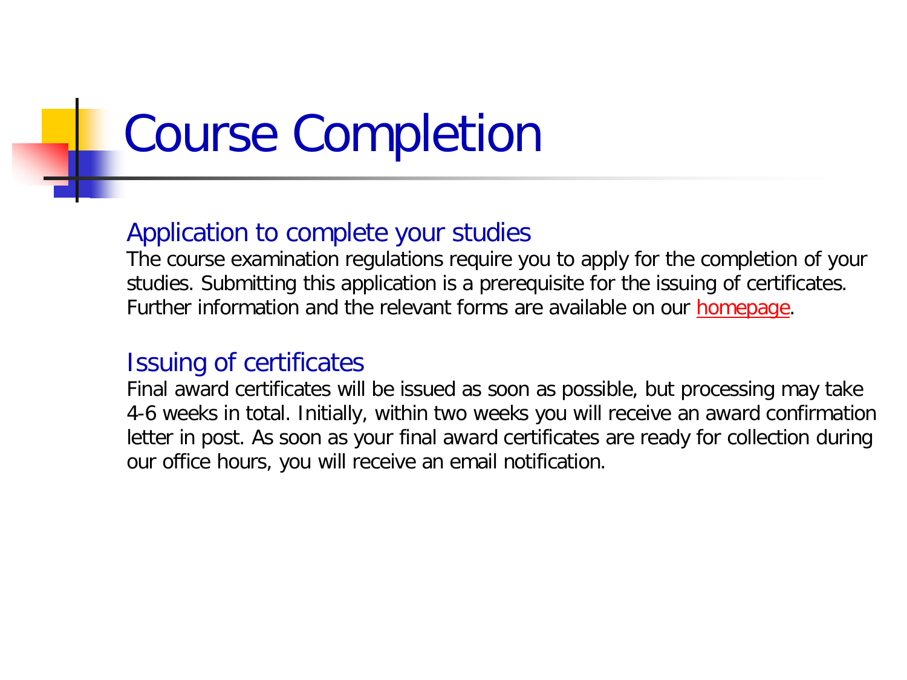# Course Completion

## Application to complete your studies

The course examination regulations require you to apply for the completion of your studies. Submitting this application is a prerequisite for the issuing of certificates. Further information and the relevant forms are available on our homepage.

## Issuing of certificates

Final award certificates will be issued as soon as possible, but processing may take 4-6 weeks in total. Initially, within two weeks you will receive an award confirmation letter in post. As soon as your final award certificates are ready for collection during our office hours, you will receive an email notification.